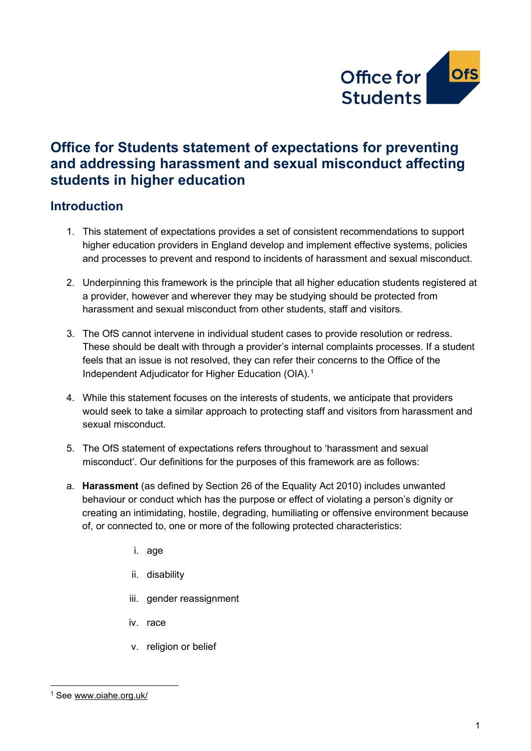# Office for Students statement of expectations for preventing and addressing harassment and sexual misconduct affecting students in higher education

## Introduction

1. This statement of expectations provides a set of consistent recommendations to support higher education providers in England develop and implement effective systems, policies and processes to prevent and respond to incidents of harassment and sexual misconduct.

2. Underpinning this framework is the principle that all higher education students registered at a provider, however and wherever they may be studying should be protected from harassment and sexual misconduct from other students, staff and visitors.

3. The OfS cannot intervene in individual student cases to provide resolution or redress. These should be dealt with through a provider's internal complaints processes. If a student feels that an issue is not resolved, they can refer their concerns to the Office of the Independent Adjudicator for Higher Education (OIA).[1]

4. While this statement focuses on the interests of students, we anticipate that providers would seek to take a similar approach to protecting staff and visitors from harassment and sexual misconduct.

5. The OfS statement of expectations refers throughout to 'harassment and sexual misconduct'. Our definitions for the purposes of this framework are as follows:

a. **Harassment** (as defined by Section 26 of the Equality Act 2010) includes unwanted behaviour or conduct which has the purpose or effect of violating a person's dignity or creating an intimidating, hostile, degrading, humiliating or offensive environment because of, or connected to, one or more of the following protected characteristics:

   i. age

   ii. disability

   iii. gender reassignment

   iv. race

   v. religion or belief

[1] See www.oiahe.org.uk/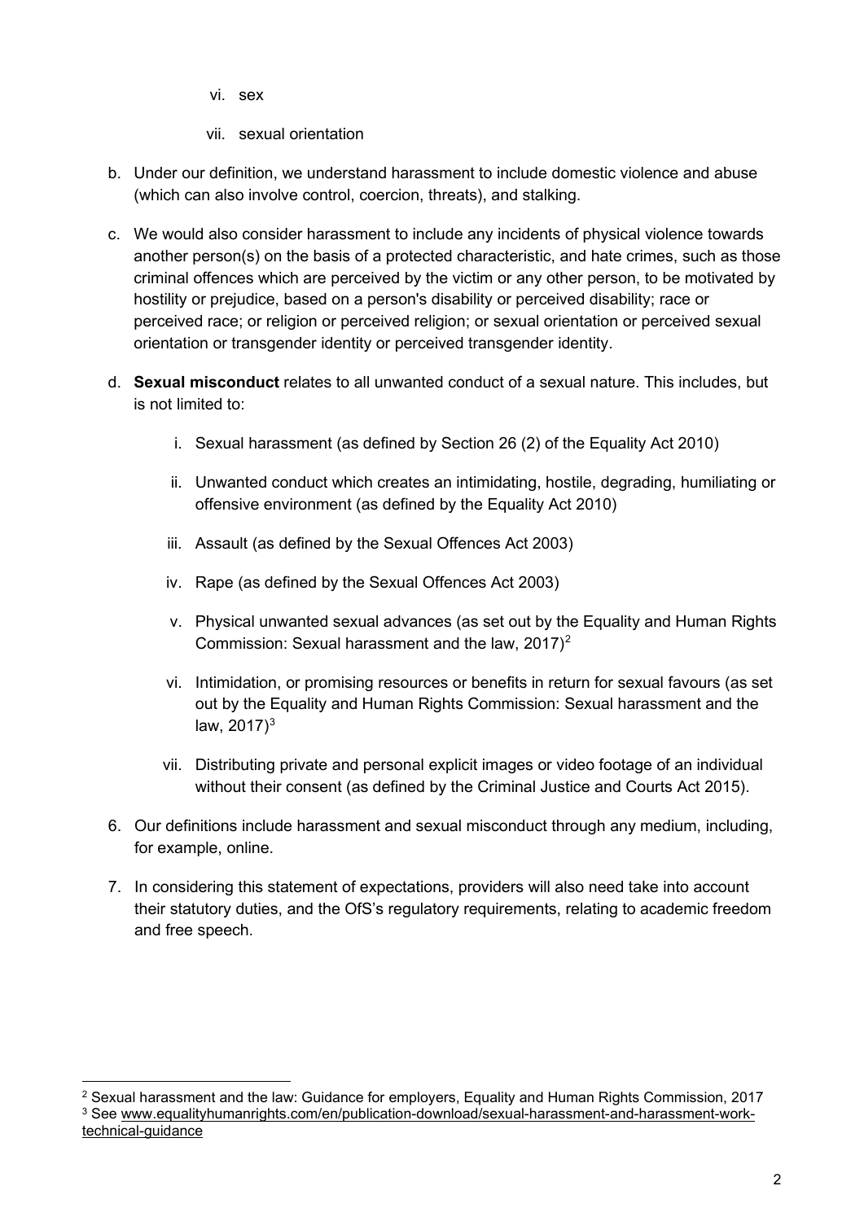vi. sex

   vii. sexual orientation

b. Under our definition, we understand harassment to include domestic violence and abuse (which can also involve control, coercion, threats), and stalking.

c. We would also consider harassment to include any incidents of physical violence towards another person(s) on the basis of a protected characteristic, and hate crimes, such as those criminal offences which are perceived by the victim or any other person, to be motivated by hostility or prejudice, based on a person's disability or perceived disability; race or perceived race; or religion or perceived religion; or sexual orientation or perceived sexual orientation or transgender identity or perceived transgender identity.

d. **Sexual misconduct** relates to all unwanted conduct of a sexual nature. This includes, but is not limited to:

   i. Sexual harassment (as defined by Section 26 (2) of the Equality Act 2010)

   ii. Unwanted conduct which creates an intimidating, hostile, degrading, humiliating or offensive environment (as defined by the Equality Act 2010)

   iii. Assault (as defined by the Sexual Offences Act 2003)

   iv. Rape (as defined by the Sexual Offences Act 2003)

   v. Physical unwanted sexual advances (as set out by the Equality and Human Rights Commission: Sexual harassment and the law, 2017)[2]

   vi. Intimidation, or promising resources or benefits in return for sexual favours (as set out by the Equality and Human Rights Commission: Sexual harassment and the law, 2017)[3]

   vii. Distributing private and personal explicit images or video footage of an individual without their consent (as defined by the Criminal Justice and Courts Act 2015).

6. Our definitions include harassment and sexual misconduct through any medium, including, for example, online.

7. In considering this statement of expectations, providers will also need take into account their statutory duties, and the OfS's regulatory requirements, relating to academic freedom and free speech.

---

[2] Sexual harassment and the law: Guidance for employers, Equality and Human Rights Commission, 2017

[3] See www.equalityhumanrights.com/en/publication-download/sexual-harassment-and-harassment-work-technical-guidance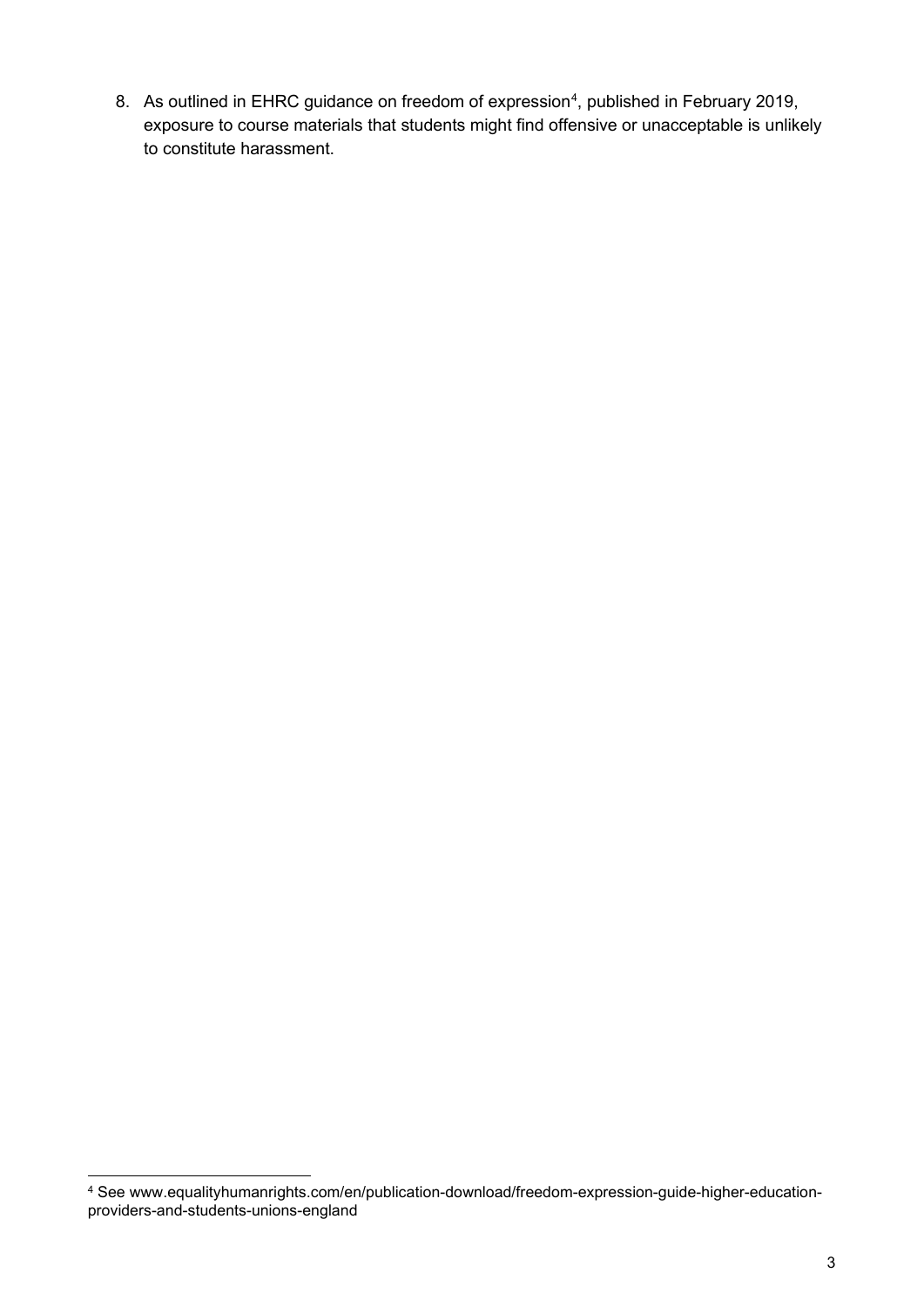8. As outlined in EHRC guidance on freedom of expression[4], published in February 2019, exposure to course materials that students might find offensive or unacceptable is unlikely to constitute harassment.

[4] See www.equalityhumanrights.com/en/publication-download/freedom-expression-guide-higher-education-providers-and-students-unions-england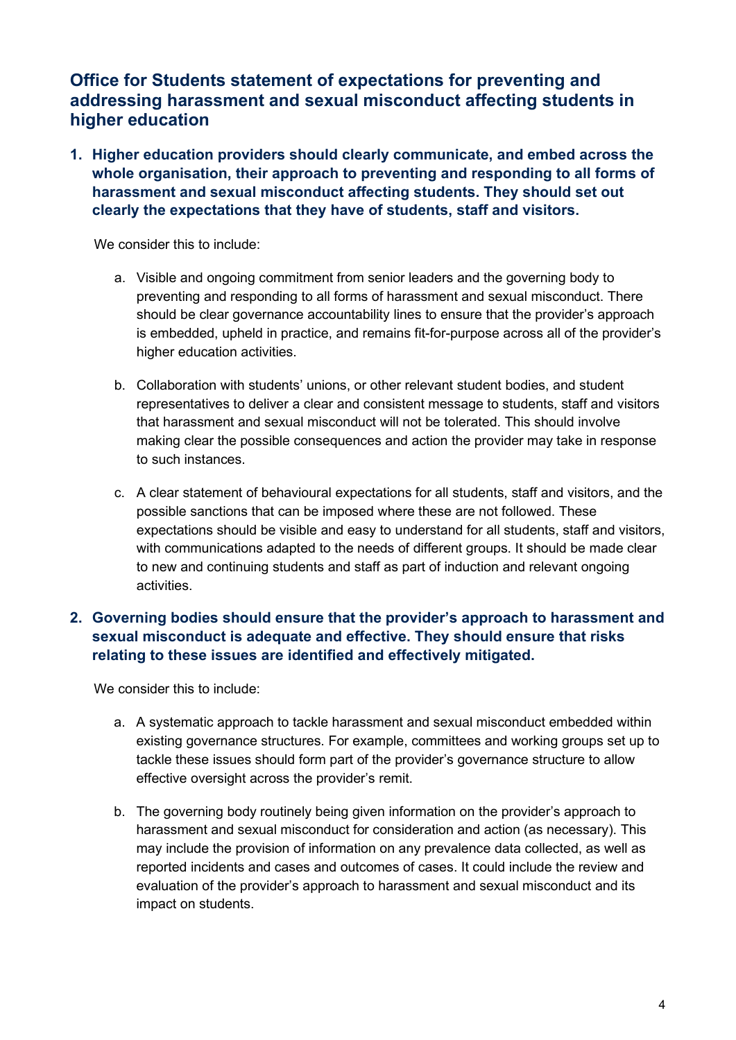## Office for Students statement of expectations for preventing and addressing harassment and sexual misconduct affecting students in higher education

1. **Higher education providers should clearly communicate, and embed across the whole organisation, their approach to preventing and responding to all forms of harassment and sexual misconduct affecting students. They should set out clearly the expectations that they have of students, staff and visitors.**

   We consider this to include:

   a. Visible and ongoing commitment from senior leaders and the governing body to preventing and responding to all forms of harassment and sexual misconduct. There should be clear governance accountability lines to ensure that the provider's approach is embedded, upheld in practice, and remains fit-for-purpose across all of the provider's higher education activities.

   b. Collaboration with students' unions, or other relevant student bodies, and student representatives to deliver a clear and consistent message to students, staff and visitors that harassment and sexual misconduct will not be tolerated. This should involve making clear the possible consequences and action the provider may take in response to such instances.

   c. A clear statement of behavioural expectations for all students, staff and visitors, and the possible sanctions that can be imposed where these are not followed. These expectations should be visible and easy to understand for all students, staff and visitors, with communications adapted to the needs of different groups. It should be made clear to new and continuing students and staff as part of induction and relevant ongoing activities.

2. **Governing bodies should ensure that the provider's approach to harassment and sexual misconduct is adequate and effective. They should ensure that risks relating to these issues are identified and effectively mitigated.**

   We consider this to include:

   a. A systematic approach to tackle harassment and sexual misconduct embedded within existing governance structures. For example, committees and working groups set up to tackle these issues should form part of the provider's governance structure to allow effective oversight across the provider's remit.

   b. The governing body routinely being given information on the provider's approach to harassment and sexual misconduct for consideration and action (as necessary). This may include the provision of information on any prevalence data collected, as well as reported incidents and cases and outcomes of cases. It could include the review and evaluation of the provider's approach to harassment and sexual misconduct and its impact on students.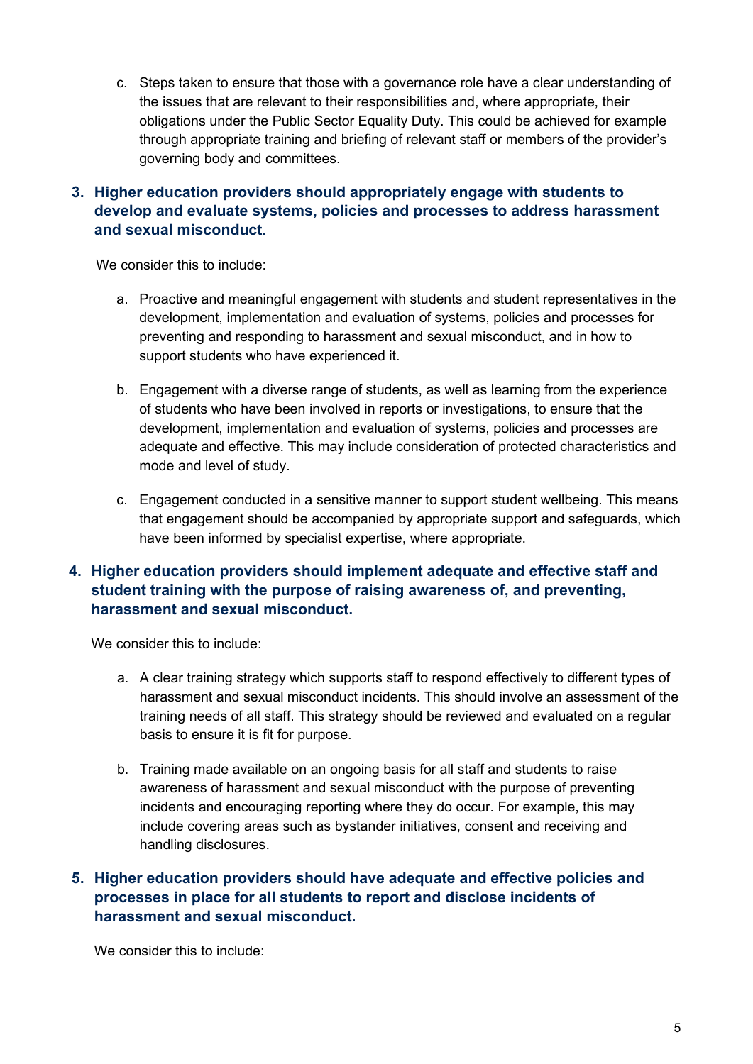c. Steps taken to ensure that those with a governance role have a clear understanding of the issues that are relevant to their responsibilities and, where appropriate, their obligations under the Public Sector Equality Duty. This could be achieved for example through appropriate training and briefing of relevant staff or members of the provider's governing body and committees.

**3. Higher education providers should appropriately engage with students to develop and evaluate systems, policies and processes to address harassment and sexual misconduct.**

We consider this to include:

a. Proactive and meaningful engagement with students and student representatives in the development, implementation and evaluation of systems, policies and processes for preventing and responding to harassment and sexual misconduct, and in how to support students who have experienced it.

b. Engagement with a diverse range of students, as well as learning from the experience of students who have been involved in reports or investigations, to ensure that the development, implementation and evaluation of systems, policies and processes are adequate and effective. This may include consideration of protected characteristics and mode and level of study.

c. Engagement conducted in a sensitive manner to support student wellbeing. This means that engagement should be accompanied by appropriate support and safeguards, which have been informed by specialist expertise, where appropriate.

**4. Higher education providers should implement adequate and effective staff and student training with the purpose of raising awareness of, and preventing, harassment and sexual misconduct.**

We consider this to include:

a. A clear training strategy which supports staff to respond effectively to different types of harassment and sexual misconduct incidents. This should involve an assessment of the training needs of all staff. This strategy should be reviewed and evaluated on a regular basis to ensure it is fit for purpose.

b. Training made available on an ongoing basis for all staff and students to raise awareness of harassment and sexual misconduct with the purpose of preventing incidents and encouraging reporting where they do occur. For example, this may include covering areas such as bystander initiatives, consent and receiving and handling disclosures.

**5. Higher education providers should have adequate and effective policies and processes in place for all students to report and disclose incidents of harassment and sexual misconduct.**

We consider this to include: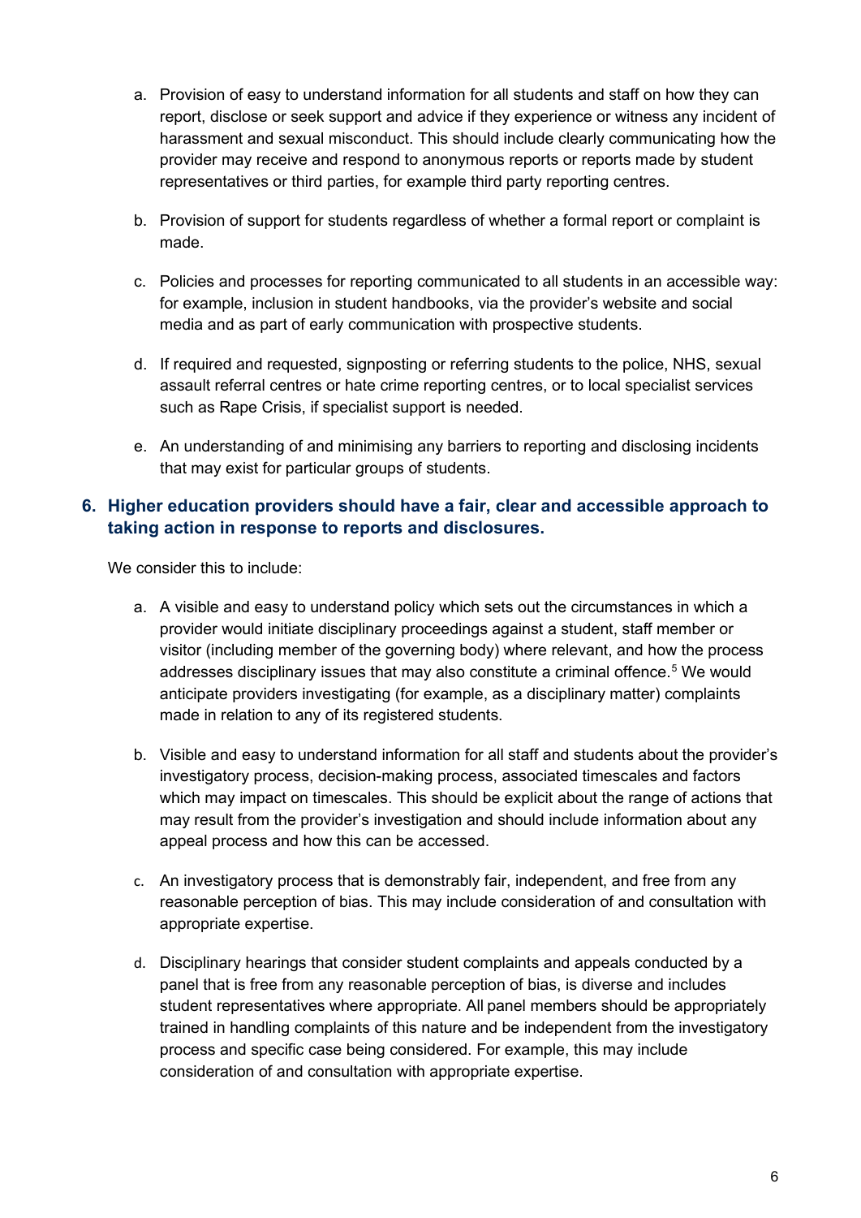a. Provision of easy to understand information for all students and staff on how they can report, disclose or seek support and advice if they experience or witness any incident of harassment and sexual misconduct. This should include clearly communicating how the provider may receive and respond to anonymous reports or reports made by student representatives or third parties, for example third party reporting centres.

b. Provision of support for students regardless of whether a formal report or complaint is made.

c. Policies and processes for reporting communicated to all students in an accessible way: for example, inclusion in student handbooks, via the provider's website and social media and as part of early communication with prospective students.

d. If required and requested, signposting or referring students to the police, NHS, sexual assault referral centres or hate crime reporting centres, or to local specialist services such as Rape Crisis, if specialist support is needed.

e. An understanding of and minimising any barriers to reporting and disclosing incidents that may exist for particular groups of students.

## 6. Higher education providers should have a fair, clear and accessible approach to taking action in response to reports and disclosures.

We consider this to include:

a. A visible and easy to understand policy which sets out the circumstances in which a provider would initiate disciplinary proceedings against a student, staff member or visitor (including member of the governing body) where relevant, and how the process addresses disciplinary issues that may also constitute a criminal offence.[5] We would anticipate providers investigating (for example, as a disciplinary matter) complaints made in relation to any of its registered students.

b. Visible and easy to understand information for all staff and students about the provider's investigatory process, decision-making process, associated timescales and factors which may impact on timescales. This should be explicit about the range of actions that may result from the provider's investigation and should include information about any appeal process and how this can be accessed.

c. An investigatory process that is demonstrably fair, independent, and free from any reasonable perception of bias. This may include consideration of and consultation with appropriate expertise.

d. Disciplinary hearings that consider student complaints and appeals conducted by a panel that is free from any reasonable perception of bias, is diverse and includes student representatives where appropriate. All panel members should be appropriately trained in handling complaints of this nature and be independent from the investigatory process and specific case being considered. For example, this may include consideration of and consultation with appropriate expertise.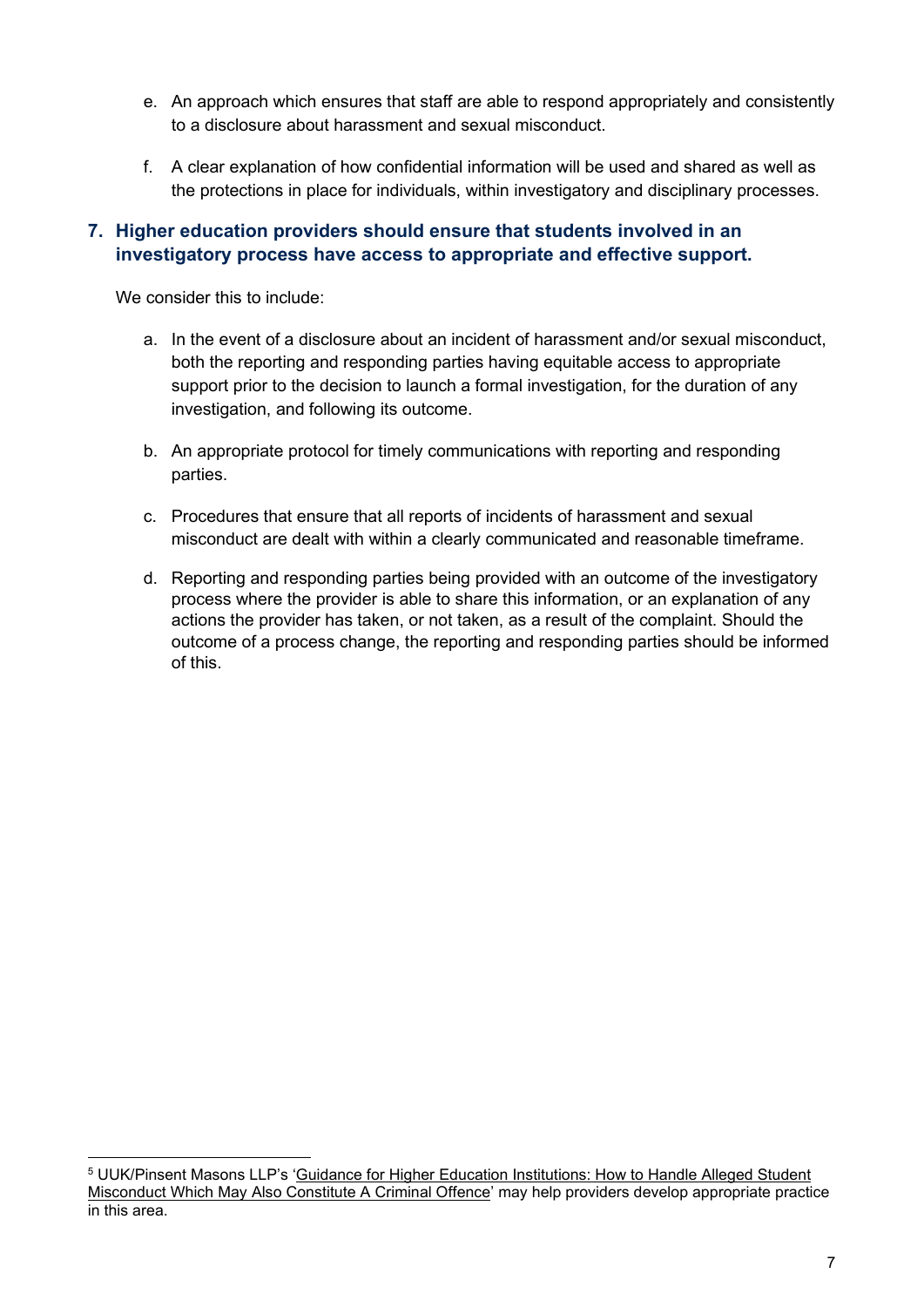e. An approach which ensures that staff are able to respond appropriately and consistently to a disclosure about harassment and sexual misconduct.

f. A clear explanation of how confidential information will be used and shared as well as the protections in place for individuals, within investigatory and disciplinary processes.

**7. Higher education providers should ensure that students involved in an investigatory process have access to appropriate and effective support.**

We consider this to include:

a. In the event of a disclosure about an incident of harassment and/or sexual misconduct, both the reporting and responding parties having equitable access to appropriate support prior to the decision to launch a formal investigation, for the duration of any investigation, and following its outcome.

b. An appropriate protocol for timely communications with reporting and responding parties.

c. Procedures that ensure that all reports of incidents of harassment and sexual misconduct are dealt with within a clearly communicated and reasonable timeframe.

d. Reporting and responding parties being provided with an outcome of the investigatory process where the provider is able to share this information, or an explanation of any actions the provider has taken, or not taken, as a result of the complaint. Should the outcome of a process change, the reporting and responding parties should be informed of this.

---

[5] UUK/Pinsent Masons LLP's 'Guidance for Higher Education Institutions: How to Handle Alleged Student Misconduct Which May Also Constitute A Criminal Offence' may help providers develop appropriate practice in this area.